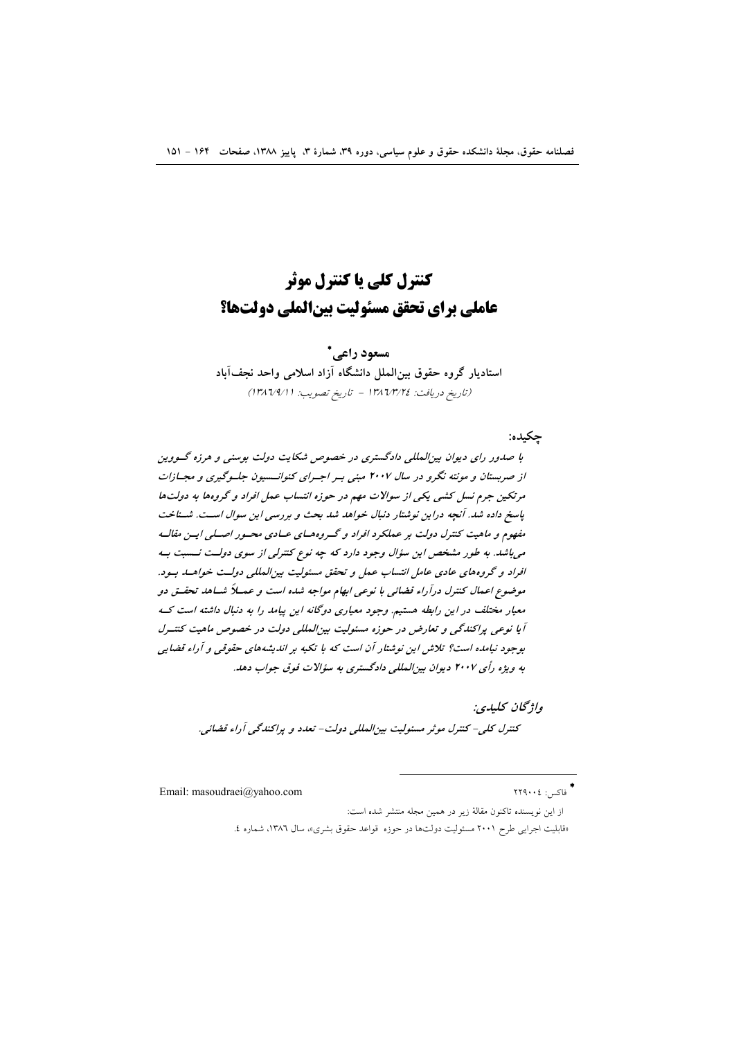# کنترل کلی یا کنترل موثر عاملی برای تحقق مسئولیت بین‌المللی دولت‌ها؟

**مسعود راعی***

**استادیار گروه حقوق بین‌الملل دانشگاه آزاد اسلامی واحد نجف‌آباد**

*(تاریخ دریافت: ۱۳۸۶/۳/۲۴ - تاریخ تصویب: ۱۳۸۶/۹/۱۱)*

**چکیده:**

*با صدور رای دیوان بین‌المللی دادگستری در خصوص شکایت دولت بوسنی و هرزه گووین از صربستان و مونته نگرو در سال ۲۰۰۷ مبنی بر اجرای کنوانسیون جلوگیری و مجازات مرتکبین جرم نسل کشی یکی از سوالات مهم در حوزه انتساب عمل افراد و گروه‌ها به دولت‌ها پاسخ داده شد. آنچه دراین نوشتار دنبال خواهد شد بحث و بررسی این سوال است. شناخت مفهوم و ماهیت کنترل دولت بر عملکرد افراد و گروه‌های عادی محور اصلی این مقاله می‌باشد. به طور مشخص این سؤال وجود دارد که چه نوع کنترلی از سوی دولت نسبت به افراد و گروه‌های عادی عامل انتساب عمل و تحقق مسئولیت بین‌المللی دولت خواهد بود. موضوع اعمال کنترل درآراء قضائی با نوعی ابهام مواجه شده است و عملاً شاهد تحقق دو معیار مختلف در این رابطه هستیم. وجود معیاری دوگانه این پیامد را به دنبال داشته است که آیا نوعی پراکندگی و تعارض در حوزه مسئولیت بین‌المللی دولت در خصوص ماهیت کنترل بوجود نیامده است؟ تلاش این نوشتار آن است که با تکیه بر اندیشه‌های حقوقی و آراء قضایی به ویژه رأی ۲۰۰۷ دیوان بین‌المللی دادگستری به سؤالات فوق جواب دهد.*

***واژگان کلیدی:***

*کنترل کلی- کنترل موثر مسئولیت بین‌المللی دولت- تعدد و پراکندگی آراء قضائی.*

---

* فاکس: ۲۲۹۰۰۴

Email: masoudraei@yahoo.com

از این نویسنده تاکنون مقالهٔ زیر در همین مجله منتشر شده است:

«قابلیت اجرایی طرح ۲۰۰۱ مسئولیت دولت‌ها در حوزه قواعد حقوق بشری»، سال ۱۳۸۶، شماره ٤.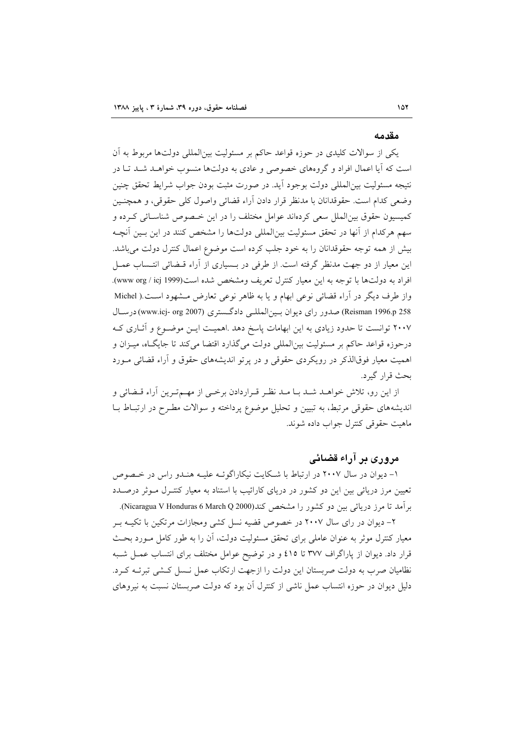## مقدمه

یکی از سوالات کلیدی در حوزه قواعد حاکم بر مسئولیت بین‌المللی دولت‌ها مربوط به آن است که آیا اعمال افراد و گروه‌های خصوصی و عادی به دولت‌ها منسوب خواهد شد تا در نتیجه مسئولیت بین‌المللی دولت بوجود آید. در صورت مثبت بودن جواب شرایط تحقق چنین وضعی کدام است. حقوقدانان با مدنظر قرار دادن آراء قضائی واصول کلی حقوقی، و همچنین کمیسیون حقوق بین‌الملل سعی کرده‌اند عوامل مختلف را در این خصوص شناسائی کرده و سهم هرکدام از آنها در تحقق مسئولیت بین‌المللی دولت‌ها را مشخص کنند در این بین آنچه بیش از همه توجه حقوقدانان را به خود جلب کرده است موضوع اعمال کنترل دولت می‌باشد. این معیار از دو جهت مدنظر گرفته است. از طرفی در بسیاری از آراء قضائی انتساب عمل افراد به دولت‌ها با توجه به این معیار کنترل تعریف ومشخص شده است(www org / icj 1999). واز طرف دیگر در آراء قضائی نوعی ابهام و یا به ظاهر نوعی تعارض مشهود است.( Michel Reisman 1996.p 258) صدور رای دیوان بین‌المللی دادگستری (www.icj- org 2007) درسال ۲۰۰۷ توانست تا حدود زیادی به این ابهامات پاسخ دهد .اهمیت این موضوع و آثاری که درحوزه قواعد حاکم بر مسئولیت بین‌المللی دولت می‌گذارد اقتضا می‌کند تا جایگاه، میزان و اهمیت معیار فوق‌الذکر در رویکردی حقوقی و در پرتو اندیشه‌های حقوق و آراء قضائی مورد بحث قرار گیرد.

از این رو، تلاش خواهد شد با مد نظر قراردادن برخی از مهم‌ترین آراء قضائی و اندیشه‌های حقوقی مرتبط، به تبیین و تحلیل موضوع پرداخته و سوالات مطرح در ارتباط با ماهیت حقوقی کنترل جواب داده شوند.

## مروری بر آراء قضائی

۱- دیوان در سال ۲۰۰۷ در ارتباط با شکایت نیکاراگوئه علیه هندو راس در خصوص تعیین مرز دریائی بین این دو کشور در دریای کارائیب با استناد به معیار کنترل موثر درصدد برآمد تا مرز دریائی بین دو کشور را مشخص کند(Nicaragua V Honduras 6 March Q 2000).

۲- دیوان در رای سال ۲۰۰۷ در خصوص قضیه نسل کشی ومجازات مرتکین با تکیه بر معیار کنترل موثر به عنوان عاملی برای تحقق مسئولیت دولت، آن را به طور کامل مورد بحث قرار داد. دیوان از پاراگراف ۳۷۷ تا ٤١٥ و در توضیح عوامل مختلف برای انتساب عمل شبه نظامیان صرب به دولت صربستان این دولت را ازجهت ارتکاب عمل نسل کشی تبرئه کرد. دلیل دیوان در حوزه انتساب عمل ناشی از کنترل آن بود که دولت صربستان نسبت به نیروهای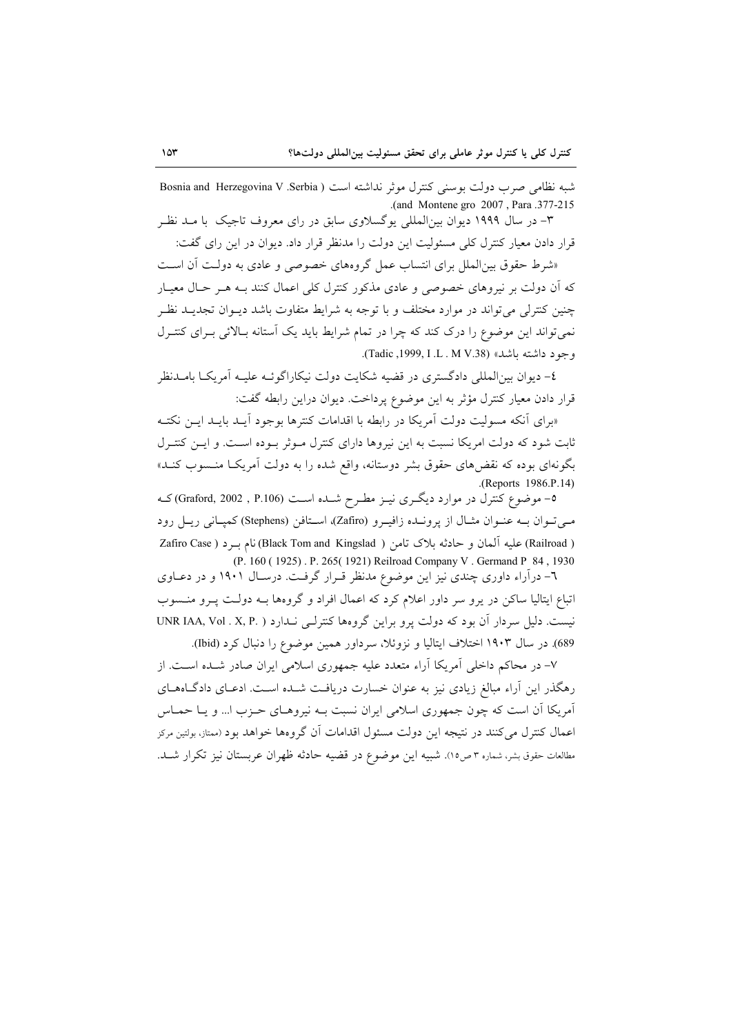شبه نظامی صرب دولت بوسنی کنترل موثر نداشته است ( Bosnia and Herzegovina V .Serbia and Montene gro 2007 , Para .377-215).

۳- در سال ۱۹۹۹ دیوان بین‌المللی یوگسلاوی سابق در رای معروف تاجیک با مـد نظـر قرار دادن معیار کنترل کلی مسئولیت این دولت را مدنظر قرار داد. دیوان در این رای گفت:

«شرط حقوق بین‌الملل برای انتساب عمل گروه‌های خصوصی و عادی به دولـت آن اسـت که آن دولت بر نیروهای خصوصی و عادی مذکور کنترل کلی اعمال کنند بـه هـر حـال معیـار چنین کنترلی می‌تواند در موارد مختلف و با توجه به شرایط متفاوت باشد دیـوان تجدیـد نظـر نمی‌تواند این موضوع را درک کند که چرا در تمام شرایط باید یک آستانه بـالائی بـرای کنتـرل وجود داشته باشد» (Tadic ,1999, I .L . M V.38).

٤- دیوان بین‌المللی دادگستری در قضیه شکایت دولت نیکاراگوئـه علیـه آمریکـا بامـدنظر قرار دادن معیار کنترل مؤثر به این موضوع پرداخت. دیوان دراین رابطه گفت:

«برای آنکه مسولیت دولت آمریکا در رابطه با اقدامات کنترها بوجود آیـد بایـد ایـن نکتـه ثابت شود که دولت امریکا نسبت به این نیروها دارای کنترل مـوثر بـوده اسـت. و ایـن کنتـرل بگونه‌ای بوده که نقض‌های حقوق بشر دوستانه، واقع شده را به دولت آمریکـا منـسوب کنـد» (Reports 1986.P.14).

٥- موضوع کنترل در موارد دیگـری نیـز مطـرح شـده اسـت (Graford, 2002 , P.106) کـه مـی‌تـوان بـه عنـوان مثـال از پرونـده زافیـرو (Zafiro)، اسـتافن (Stephens) کمپـانی ریـل رود (Railroad) علیه آلمان و حادثه بلاک تامن ( Black Tom and Kingslad) نام بـرد ( Zafiro Case (P. 160 ( 1925) . P. 265( 1921) Reilroad Company V . Germand P 84 , 1930

٦- درآراء داوری چندی نیز این موضوع مدنظر قـرار گرفـت. درسـال ۱۹۰۱ و در دعـاوی اتباع ایتالیا ساکن در پرو سر داور اعلام کرد که اعمال افراد و گروه‌ها بـه دولـت پـرو منـسوب نیست. دلیل سردار آن بود که دولت پرو براین گروه‌ها کنترلـی نـدارد ( UNR IAA, Vol . X, P. 689). در سال ۱۹۰۳ اختلاف ایتالیا و نزوئلا، سرداور همین موضوع را دنبال کرد (Ibid).

۷- در محاکم داخلی آمریکا آراء متعدد علیه جمهوری اسلامی ایران صادر شـده اسـت. از رهگذر این آراء مبالغ زیادی نیز به عنوان خسارت دریافـت شـده اسـت. ادعـای دادگـاه‌هـای آمریکا آن است که چون جمهوری اسلامی ایران نسبت بـه نیروهـای حـزب ا... و یـا حمـاس اعمال کنترل می‌کنند در نتیجه این دولت مسئول اقدامات آن گروه‌ها خواهد بود (ممتاز، بولتین مرکز مطالعات حقوق بشر، شماره ۳ ص۱۵). شبیه این موضوع در قضیه حادثه ظهران عربستان نیز تکرار شـد.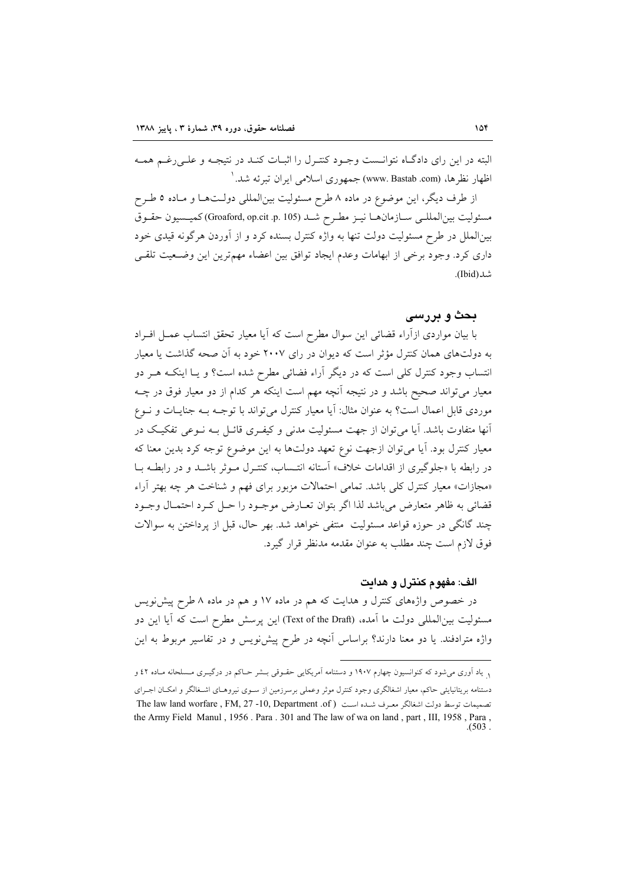البته در این رای دادگـاه نتوانـست وجـود کنتـرل را اثبـات کنـد در نتیجـه و علـی‌رغـم همـه اظهار نظرها، (www. Bastab .com) جمهوری اسلامی ایران تبرئه شد.[1]

از طرف دیگر، این موضوع در ماده ۸ طرح مسئولیت بین‌المللی دولـت‌هـا و مـاده ۵ طـرح مسئولیت بین‌المللـی سـازمان‌هـا نیـز مطـرح شـد (Groaford, op.cit .p. 105) کمیـسیون حقـوق بین‌الملل در طرح مسئولیت دولت تنها به واژه کنترل بسنده کرد و از آوردن هرگونه قیدی خود داری کرد. وجود برخی از ابهامات وعدم ایجاد توافق بین اعضاء مهم‌ترین این وضـعیت تلقـی شد(Ibid).

## بحث و بررسی

با بیان مواردی ازآراء قضائی این سوال مطرح است که آیا معیار تحقق انتساب عمـل افـراد به دولت‌های همان کنترل مؤثر است که دیوان در رای ۲۰۰۷ خود به آن صحه گذاشت یا معیار انتساب وجود کنترل کلی است که در دیگر آراء فضائی مطرح شده است؟ و یـا اینکـه هـر دو معیار می‌تواند صحیح باشد و در نتیجه آنچه مهم است اینکه هر کدام از دو معیار فوق در چـه موردی قابل اعمال است؟ به عنوان مثال: آیا معیار کنترل می‌تواند با توجـه بـه جنایـات و نـوع آنها متفاوت باشد. آیا می‌توان از جهت مسئولیت مدنی و کیفـری قائـل بـه نـوعی تفکیـک در معیار کنترل بود. آیا می‌توان ازجهت نوع تعهد دولت‌ها به این موضوع توجه کرد بدین معنا که در رابطه با «جلوگیری از اقدامات خلاف» آستانه انتـساب، کنتـرل مـوثر باشـد و در رابطـه بـا «مجازات» معیار کنترل کلی باشد. تمامی احتمالات مزبور برای فهم و شناخت هر چه بهتر آراء قضائی به ظاهر متعارض می‌باشد لذا اگر بتوان تعـارض موجـود را حـل کـرد احتمـال وجـود چند گانگی در حوزه قواعد مسئولیت منتفی خواهد شد. بهر حال، قبل از پرداختن به سوالات فوق لازم است چند مطلب به عنوان مقدمه مدنظر قرار گیرد.

### الف: مفهوم کنترل و هدایت

در خصوص واژه‌های کنترل و هدایت که هم در ماده ۱۷ و هم در ماده ۸ طرح پیش‌نویس مسئولیت بین‌المللی دولت ما آمده، (Text of the Draft) این پرسش مطرح است که آیا این دو واژه مترادفند. یا دو معنا دارند؟ براساس آنچه در طرح پیش‌نویس و در تفاسیر مربوط به این

---

[1] یاد آوری می‌شود که کنوانسیون چهارم ۱۹۰۷ و دستنامه آمریکایی حقـوقی بـشر حـاکم در درگیـری مـسلحانه مـاده ۴۲ و دستنامه بریتانیایی حاکم، معیار اشغالگری وجود کنترل موثر وعملی برسرزمین از سـوی نیروهـای اشـغالگر و امکـان اجـرای تصمیمات توسط دولت اشغالگر معـرف شـده اسـت ( The law land worfare , FM, 27 -10, Department .of the Army Field Manul , 1956 . Para . 301 and The law of wa on land , part , III, 1958 , Para , 503 .)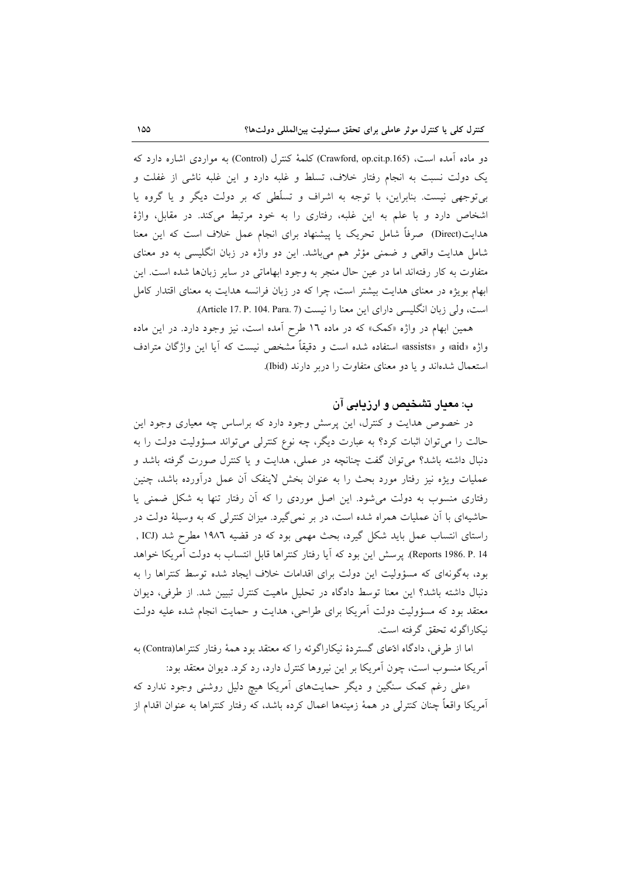دو ماده آمده است، (Crawford, op.cit.p.165) کلمهٔ کنترل (Control) به مواردی اشاره دارد که یک دولت نسبت به انجام رفتار خلاف، تسلط و غلبه دارد و این غلبه ناشی از غفلت و بی‌توجهی نیست. بنابراین، با توجه به اشراف و تسلّطی که بر دولت دیگر و یا گروه یا اشخاص دارد و با علم به این غلبه، رفتاری را به خود مرتبط می‌کند. در مقابل، واژهٔ هدایت(Direct) صرفاً شامل تحریک یا پیشنهاد برای انجام عمل خلاف است که این معنا شامل هدایت واقعی و ضمنی مؤثر هم می‌باشد. این دو واژه در زبان انگلیسی به دو معنای متفاوت به کار رفته‌اند اما در عین حال منجر به وجود ابهاماتی در سایر زبان‌ها شده است. این ابهام بویژه در معنای هدایت بیشتر است، چرا که در زبان فرانسه هدایت به معنای اقتدار کامل است، ولی زبان انگلیسی دارای این معنا را نیست (Article 17. P. 104. Para. 7).

همین ابهام در واژه «کمک» که در ماده ١٦ طرح آمده است، نیز وجود دارد. در این ماده واژه «aid» و «assists» استفاده شده است و دقیقاً مشخص نیست که آیا این واژگان مترادف استعمال شده‌اند و یا دو معنای متفاوت را دربر دارند (Ibid).

## ب: معیار تشخیص و ارزیابی آن

در خصوص هدایت و کنترل، این پرسش وجود دارد که براساس چه معیاری وجود این حالت را می‌توان اثبات کرد؟ به عبارت دیگر، چه نوع کنترلی می‌تواند مسؤولیت دولت را به دنبال داشته باشد؟ می‌توان گفت چنانچه در عملی، هدایت و یا کنترل صورت گرفته باشد و عملیات ویژه نیز رفتار مورد بحث را به عنوان بخش لاینفک آن عمل درآورده باشد، چنین رفتاری منسوب به دولت می‌شود. این اصل موردی را که آن رفتار تنها به شکل ضمنی یا حاشیه‌ای با آن عملیات همراه شده است، در بر نمی‌گیرد. میزان کنترلی که به وسیلهٔ دولت در راستای انتساب عمل باید شکل گیرد، بحث مهمی بود که در قضیه ١٩٨٦ مطرح شد (ICJ , Reports 1986. P. 14). پرسش این بود که آیا رفتار کنتراها قابل انتساب به دولت آمریکا خواهد بود، به‌گونه‌ای که مسؤولیت این دولت برای اقدامات خلاف ایجاد شده توسط کنتراها را به دنبال داشته باشد؟ این معنا توسط دادگاه در تحلیل ماهیت کنترل تبیین شد. از طرفی، دیوان معتقد بود که مسؤولیت دولت آمریکا برای طراحی، هدایت و حمایت انجام شده علیه دولت نیکاراگوئه تحقق گرفته است.

اما از طرفی، دادگاه ادّعای گستردهٔ نیکاراگوئه را که معتقد بود همهٔ رفتار کنتراها(Contra) به آمریکا منسوب است، چون آمریکا بر این نیروها کنترل دارد، رد کرد. دیوان معتقد بود:

«علی رغم کمک سنگین و دیگر حمایت‌های آمریکا هیچ دلیل روشنی وجود ندارد که آمریکا واقعاً چنان کنترلی در همهٔ زمینه‌ها اعمال کرده باشد، که رفتار کنتراها به عنوان اقدام از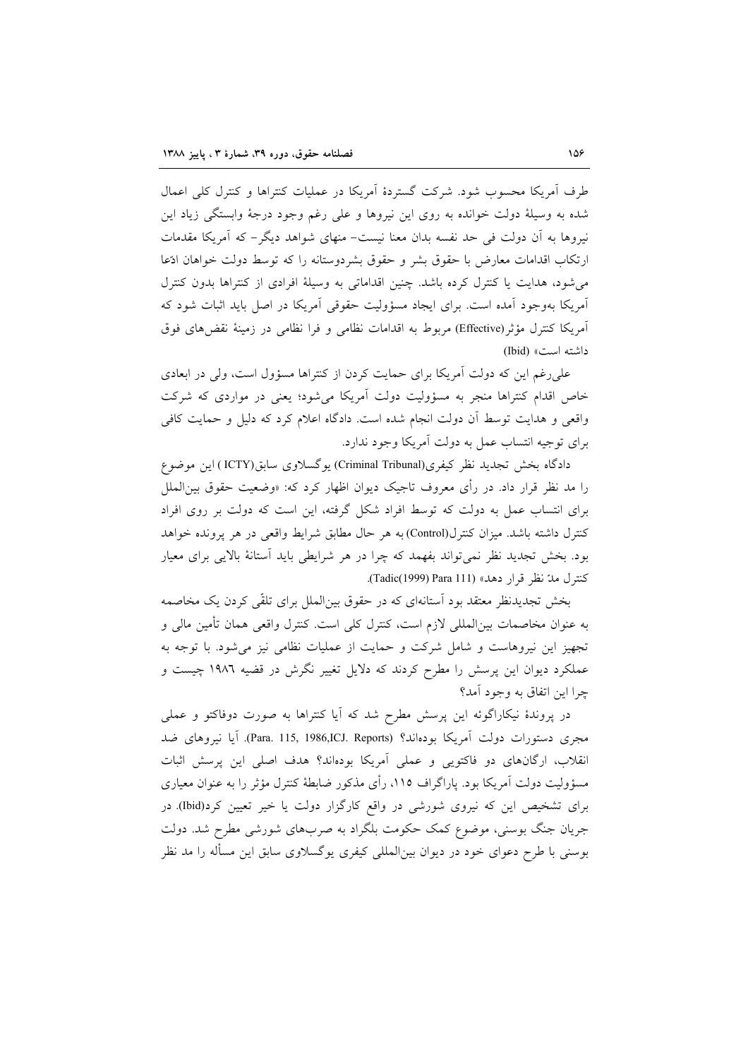طرف آمریکا محسوب شود. شرکت گستردهٔ آمریکا در عملیات کنتراها و کنترل کلی اعمال شده به وسیلهٔ دولت خوانده به روی این نیروها و علی رغم وجود درجهٔ وابستگی زیاد این نیروها به آن دولت فی حد نفسه بدان معنا نیست– منهای شواهد دیگر– که آمریکا مقدمات ارتکاب اقدامات معارض با حقوق بشر و حقوق بشردوستانه را که توسط دولت خواهان ادّعا می‌شود، هدایت یا کنترل کرده باشد. چنین اقداماتی به وسیلهٔ افرادی از کنتراها بدون کنترل آمریکا به‌وجود آمده است. برای ایجاد مسؤولیت حقوقی آمریکا در اصل باید اثبات شود که آمریکا کنترل مؤثر(Effective) مربوط به اقدامات نظامی و فرا نظامی در زمینهٔ نقض‌های فوق داشته است» (Ibid)

علی‌رغم این که دولت آمریکا برای حمایت کردن از کنتراها مسؤول است، ولی در ابعادی خاص اقدام کنتراها منجر به مسؤولیت دولت آمریکا می‌شود؛ یعنی در مواردی که شرکت واقعی و هدایت توسط آن دولت انجام شده است. دادگاه اعلام کرد که دلیل و حمایت کافی برای توجیه انتساب عمل به دولت آمریکا وجود ندارد.

دادگاه بخش تجدید نظر کیفری(Criminal Tribunal) یوگسلاوی سابق(ICTY ) این موضوع را مد نظر قرار داد. در رأی معروف تاجیک دیوان اظهار کرد که: «وضعیت حقوق بین‌الملل برای انتساب عمل به دولت که توسط افراد شکل گرفته، این است که دولت بر روی افراد کنترل داشته باشد. میزان کنترل(Control) به هر حال مطابق شرایط واقعی در هر پرونده خواهد بود. بخش تجدید نظر نمی‌تواند بفهمد که چرا در هر شرایطی باید آستانهٔ بالایی برای معیار کنترل مدّ نظر قرار دهد» (Tadic(1999) Para 111).

بخش تجدیدنظر معتقد بود آستانه‌ای که در حقوق بین‌الملل برای تلقّی کردن یک مخاصمه به عنوان مخاصمات بین‌المللی لازم است، کنترل کلی است. کنترل واقعی همان تأمین مالی و تجهیز این نیروهاست و شامل شرکت و حمایت از عملیات نظامی نیز می‌شود. با توجه به عملکرد دیوان این پرسش را مطرح کردند که دلایل تغییر نگرش در قضیه ۱۹۸۶ چیست و چرا این اتفاق به وجود آمد؟

در پروندهٔ نیکاراگوئه این پرسش مطرح شد که آیا کنتراها به صورت دوفاکتو و عملی مجری دستورات دولت آمریکا بوده‌اند؟ (Para. 115, 1986,ICJ. Reports). آیا نیروهای ضد انقلاب، ارگان‌های دو فاکتویی و عملی آمریکا بوده‌اند؟ هدف اصلی این پرسش اثبات مسؤولیت دولت آمریکا بود. پاراگراف ۱۱۵، رأی مذکور ضابطهٔ کنترل مؤثر را به عنوان معیاری برای تشخیص این که نیروی شورشی در واقع کارگزار دولت یا خیر تعیین کرد(Ibid). در جریان جنگ بوسنی، موضوع کمک حکومت بلگراد به صرب‌های شورشی مطرح شد. دولت بوسنی با طرح دعوای خود در دیوان بین‌المللی کیفری یوگسلاوی سابق این مسأله را مد نظر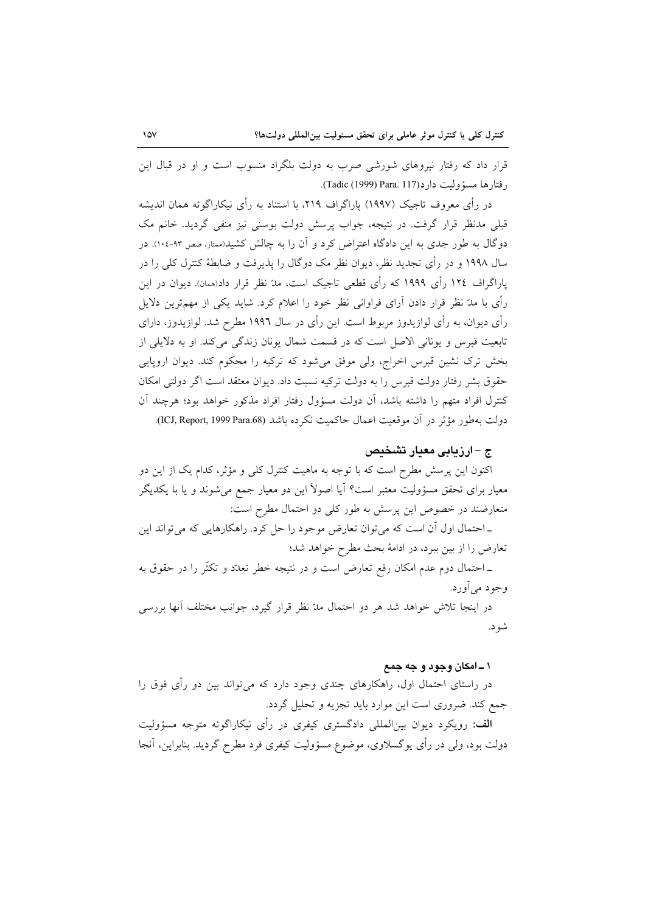قرار داد که رفتار نیروهای شورشی صرب به دولت بلگراد منسوب است و او در قبال این رفتارها مسؤولیت دارد(Tadic (1999) Para. 117).

در رأی معروف تاجیک (۱۹۹۷) پاراگراف ۲۱۹، با استناد به رأی نیکاراگوئه همان اندیشه قبلی مدنظر قرار گرفت. در نتیجه، جواب پرسش دولت بوسنی نیز منفی گردید. خانم مک دوگال به طور جدی به این دادگاه اعتراض کرد و آن را به چالش کشید(ممتاز، صص ۹۳-۱۰۴). در سال ۱۹۹۸ و در رأی تجدید نظر، دیوان نظر مک دوگال را پذیرفت و ضابطهٔ کنترل کلی را در پاراگراف ۱۲٤ رأی ۱۹۹۹ که رأی قطعی تاجیک است، مدّ نظر قرار داد(همان). دیوان در این رأی با مدّ نظر قرار دادن آرای فراوانی نظر خود را اعلام کرد. شاید یکی از مهم‌ترین دلایل رأی دیوان، به رأی لوازیدوز مربوط است. این رأی در سال ۱۹۹٦ مطرح شد. لوازیدوز، دارای تابعیت قبرس و یونانی الاصل است که در قسمت شمال یونان زندگی می‌کند. او به دلایلی از بخش ترک نشین قبرس اخراج، ولی موفق می‌شود که ترکیه را محکوم کند. دیوان اروپایی حقوق بشر رفتار دولت قبرس را به دولت ترکیه نسبت داد. دیوان معتقد است اگر دولتی امکان کنترل افراد متهم را داشته باشد، آن دولت مسؤول رفتار افراد مذکور خواهد بود؛ هرچند آن دولت به‌طور مؤثر در آن موقعیت اعمال حاکمیت نکرده باشد (ICJ, Report, 1999 Para.68).

### ج - ارزیابی معیار تشخیص

اکنون این پرسش مطرح است که با توجه به ماهیت کنترل کلی و مؤثر، کدام یک از این دو معیار برای تحقق مسؤولیت معتبر است؟ آیا اصولاً این دو معیار جمع می‌شوند و یا با یکدیگر متعارضند در خصوص این پرسش به طور کلی دو احتمال مطرح است:

ـ احتمال اول آن است که می‌توان تعارض موجود را حل کرد. راهکارهایی که می‌تواند این تعارض را از بین ببرد، در ادامهٔ بحث مطرح خواهد شد؛

ـ احتمال دوم عدم امکان رفع تعارض است و در نتیجه خطر تعدّد و تکثّر را در حقوق به وجود می‌آورد.

در اینجا تلاش خواهد شد هر دو احتمال مدّ نظر قرار گیرد، جوانب مختلف آنها بررسی شود.

#### ۱ ـ امکان وجود و جه جمع

در راستای احتمال اول، راهکارهای چندی وجود دارد که می‌تواند بین دو رأی فوق را جمع کند. ضروری است این موارد باید تجزیه و تحلیل گردد.

**الف:** رویکرد دیوان بین‌المللی دادگستری کیفری در رأی نیکاراگوئه متوجه مسؤولیت دولت بود، ولی در رأی یوگسلاوی، موضوع مسؤولیت کیفری فرد مطرح گردید. بنابراین، آنجا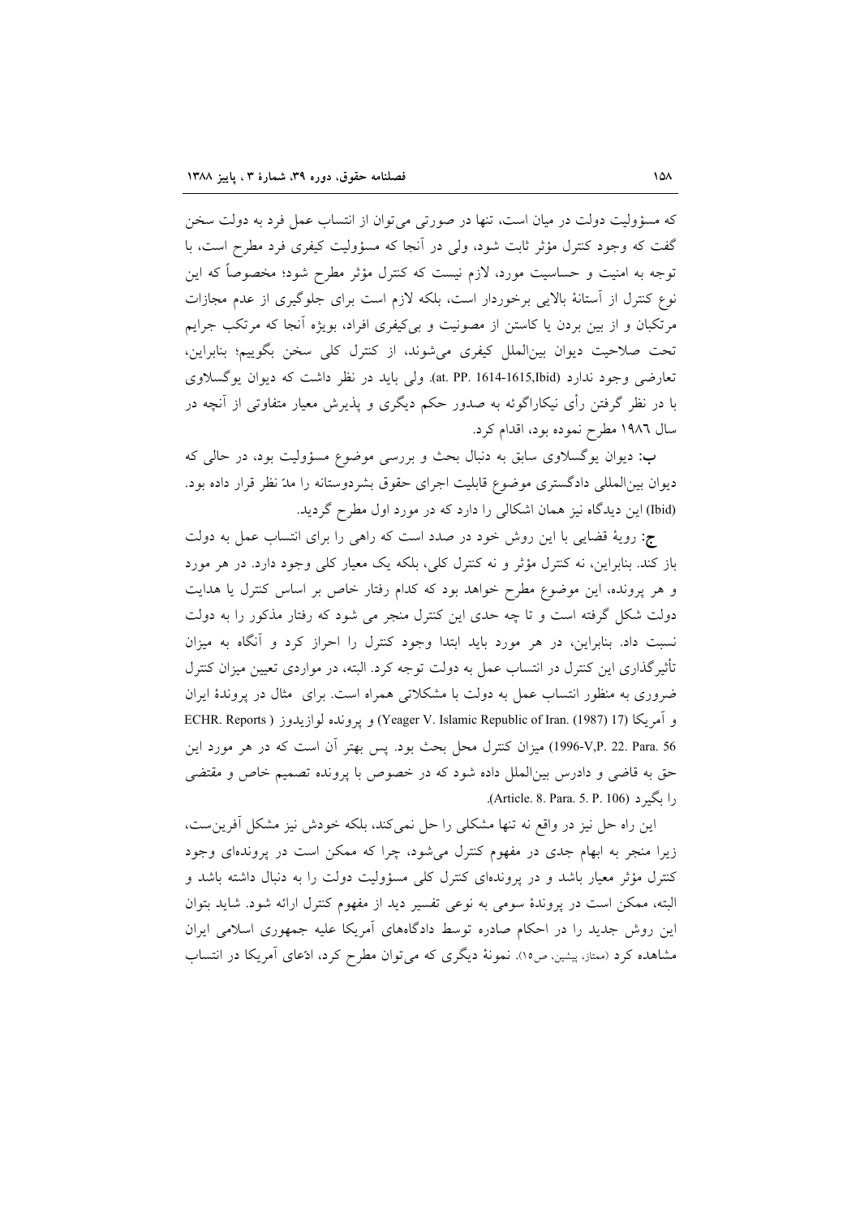که مسؤولیت دولت در میان است، تنها در صورتی می‌توان از انتساب عمل فرد به دولت سخن گفت که وجود کنترل مؤثر ثابت شود، ولی در آنجا که مسؤولیت کیفری فرد مطرح است، با توجه به امنیت و حساسیت مورد، لازم نیست که کنترل مؤثر مطرح شود؛ مخصوصاً که این نوع کنترل از آستانهٔ بالایی برخوردار است، بلکه لازم است برای جلوگیری از عدم مجازات مرتکبان و از بین بردن یا کاستن از مصونیت و بی‌کیفری افراد، بویژه آنجا که مرتکب جرایم تحت صلاحیت دیوان بین‌الملل کیفری می‌شوند، از کنترل کلی سخن بگوییم؛ بنابراین، تعارضی وجود ندارد (at. PP. 1614-1615,Ibid). ولی باید در نظر داشت که دیوان یوگسلاوی با در نظر گرفتن رأی نیکاراگوئه به صدور حکم دیگری و پذیرش معیار متفاوتی از آنچه در سال ۱۹۸۶ مطرح نموده بود، اقدام کرد.

**ب:** دیوان یوگسلاوی سابق به دنبال بحث و بررسی موضوع مسؤولیت بود، در حالی که دیوان بین‌المللی دادگستری موضوع قابلیت اجرای حقوق بشردوستانه را مدّ نظر قرار داده بود. (Ibid) این دیدگاه نیز همان اشکالی را دارد که در مورد اول مطرح گردید.

**ج:** رویهٔ قضایی با این روش خود در صدد است که راهی را برای انتساب عمل به دولت باز کند. بنابراین، نه کنترل مؤثر و نه کنترل کلی، بلکه یک معیار کلی وجود دارد. در هر مورد و هر پرونده، این موضوع مطرح خواهد بود که کدام رفتار خاص بر اساس کنترل یا هدایت دولت شکل گرفته است و تا چه حدی این کنترل منجر می شود که رفتار مذکور را به دولت نسبت داد. بنابراین، در هر مورد باید ابتدا وجود کنترل را احراز کرد و آنگاه به میزان تأثیرگذاری این کنترل در انتساب عمل به دولت توجه کرد. البته، در مواردی تعیین میزان کنترل ضروری به منظور انتساب عمل به دولت با مشکلاتی همراه است. برای مثال در پروندهٔ ایران و آمریکا (Yeager V. Islamic Republic of Iran. (1987) (17) و پرونده لوازیدوز ( ECHR. Reports 1996-V,P. 22. Para. 56) میزان کنترل محل بحث بود. پس بهتر آن است که در هر مورد این حق به قاضی و دادرس بین‌الملل داده شود که در خصوص با پرونده تصمیم خاص و مقتضی را بگیرد (Article. 8. Para. 5. P. 106).

این راه حل نیز در واقع نه تنها مشکلی را حل نمی‌کند، بلکه خودش نیز مشکل آفرین‌ست، زیرا منجر به ابهام جدی در مفهوم کنترل می‌شود، چرا که ممکن است در پرونده‌ای وجود کنترل مؤثر معیار باشد و در پرونده‌ای کنترل کلی مسؤولیت دولت را به دنبال داشته باشد و البته، ممکن است در پروندهٔ سومی به نوعی تفسیر دید از مفهوم کنترل ارائه شود. شاید بتوان این روش جدید را در احکام صادره توسط دادگاه‌های آمریکا علیه جمهوری اسلامی ایران مشاهده کرد (ممتاز، پیشین، ص۱۵). نمونهٔ دیگری که می‌توان مطرح کرد، ادّعای آمریکا در انتساب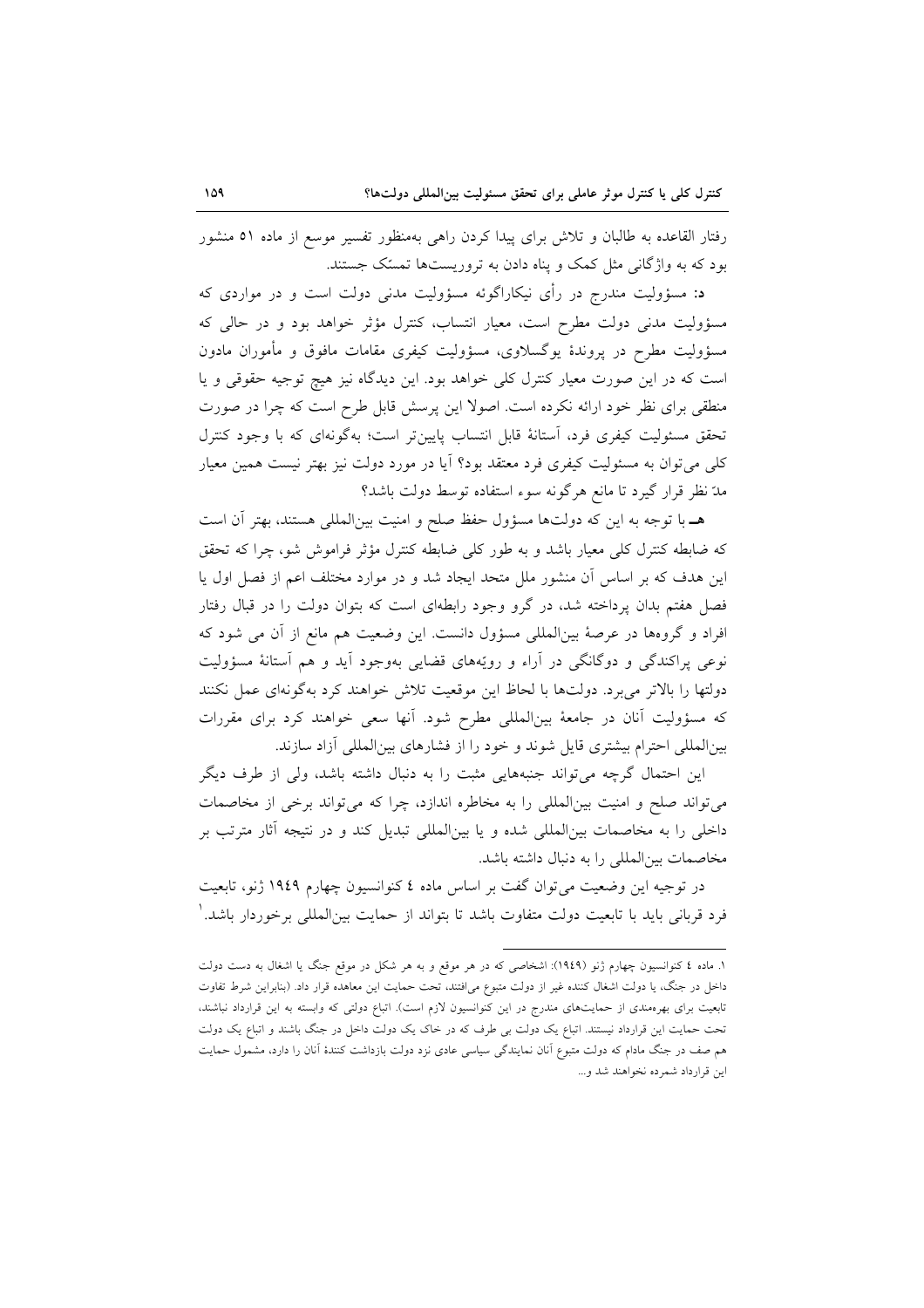رفتار القاعده به طالبان و تلاش برای پیدا کردن راهی به‌منظور تفسیر موسع از ماده ٥١ منشور بود که به واژگانی مثل کمک و پناه دادن به تروریست‌ها تمسّک جستند.

**د:** مسؤولیت مندرج در رأی نیکاراگوئه مسؤولیت مدنی دولت است و در مواردی که مسؤولیت مدنی دولت مطرح است، معیار انتساب، کنترل مؤثر خواهد بود و در حالی که مسؤولیت مطرح در پروندهٔ یوگسلاوی، مسؤولیت کیفری مقامات مافوق و مأموران مادون است که در این صورت معیار کنترل کلی خواهد بود. این دیدگاه نیز هیچ توجیه حقوقی و یا منطقی برای نظر خود ارائه نکرده است. اصولا این پرسش قابل طرح است که چرا در صورت تحقق مسئولیت کیفری فرد، آستانهٔ قابل انتساب پایین‌تر است؛ به‌گونه‌ای که با وجود کنترل کلی می‌توان به مسئولیت کیفری فرد معتقد بود؟ آیا در مورد دولت نیز بهتر نیست همین معیار مدّ نظر قرار گیرد تا مانع هرگونه سوء استفاده توسط دولت باشد؟

**هـ** با توجه به این که دولت‌ها مسؤول حفظ صلح و امنیت بین‌المللی هستند، بهتر آن است که ضابطه کنترل کلی معیار باشد و به طور کلی ضابطه کنترل مؤثر فراموش شو، چرا که تحقق این هدف که بر اساس آن منشور ملل متحد ایجاد شد و در موارد مختلف اعم از فصل اول یا فصل هفتم بدان پرداخته شد، در گرو وجود رابطه‌ای است که بتوان دولت را در قبال رفتار افراد و گروه‌ها در عرصهٔ بین‌المللی مسؤول دانست. این وضعیت هم مانع از آن می شود که نوعی پراکندگی و دوگانگی در آراء و رویّه‌های قضایی به‌وجود آید و هم آستانهٔ مسؤولیت دولتها را بالاتر می‌برد. دولت‌ها با لحاظ این موقعیت تلاش خواهند کرد به‌گونه‌ای عمل نکنند که مسؤولیت آنان در جامعهٔ بین‌المللی مطرح شود. آنها سعی خواهند کرد برای مقررات بین‌المللی احترام بیشتری قایل شوند و خود را از فشارهای بین‌المللی آزاد سازند.

این احتمال گرچه می‌تواند جنبه‌هایی مثبت را به دنبال داشته باشد، ولی از طرف دیگر می‌تواند صلح و امنیت بین‌المللی را به مخاطره اندازد، چرا که می‌تواند برخی از مخاصمات داخلی را به مخاصمات بین‌المللی شده و یا بین‌المللی تبدیل کند و در نتیجه آثار مترتب بر مخاصمات بین‌المللی را به دنبال داشته باشد.

در توجیه این وضعیت می‌توان گفت بر اساس ماده ٤ کنوانسیون چهارم ١٩٤٩ ژنو، تابعیت فرد قربانی باید با تابعیت دولت متفاوت باشد تا بتواند از حمایت بین‌المللی برخوردار باشد.[1]

---

[1] ماده ٤ کنوانسیون چهارم ژنو (١٩٤٩): اشخاصی که در هر موقع و به هر شکل در موقع جنگ یا اشغال به دست دولت داخل در جنگ، یا دولت اشغال کننده غیر از دولت متبوع می‌افتند، تحت حمایت این معاهده قرار داد. (بنابراین شرط تفاوت تابعیت برای بهره‌مندی از حمایت‌های مندرج در این کنوانسیون لازم است). اتباع دولتی که وابسته به این قرارداد نباشند، تحت حمایت این قرارداد نیستند. اتباع یک دولت بی طرف که در خاک یک دولت داخل در جنگ باشند و اتباع یک دولت هم صف در جنگ مادام که دولت متبوع آنان نمایندگی سیاسی عادی نزد دولت بازداشت کنندهٔ آنان را دارد، مشمول حمایت این قرارداد شمرده نخواهند شد و...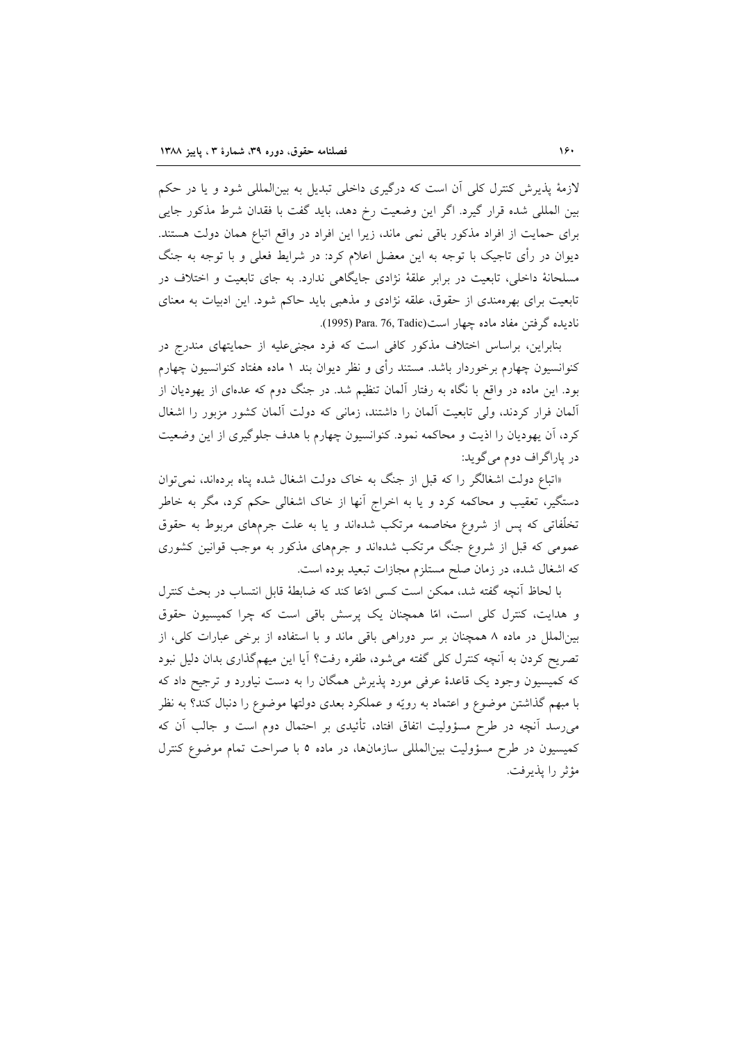لازمهٔ پذیرش کنترل کلی آن است که درگیری داخلی تبدیل به بین‌المللی شود و یا در حکم بین المللی شده قرار گیرد. اگر این وضعیت رخ دهد، باید گفت با فقدان شرط مذکور جایی برای حمایت از افراد مذکور باقی نمی ماند، زیرا این افراد در واقع اتباع همان دولت هستند. دیوان در رأی تاجیک با توجه به این معضل اعلام کرد: در شرایط فعلی و با توجه به جنگ مسلحانهٔ داخلی، تابعیت در برابر علقهٔ نژادی جایگاهی ندارد. به جای تابعیت و اختلاف در تابعیت برای بهره‌مندی از حقوق، علقه نژادی و مذهبی باید حاکم شود. این ادبیات به معنای نادیده گرفتن مفاد ماده چهار است(Para. 76, Tadic (1995)).

بنابراین، براساس اختلاف مذکور کافی است که فرد مجنی‌علیه از حمایتهای مندرج در کنوانسیون چهارم برخوردار باشد. مستند رأی و نظر دیوان بند ۱ ماده هفتاد کنوانسیون چهارم بود. این ماده در واقع با نگاه به رفتار آلمان تنظیم شد. در جنگ دوم که عده‌ای از یهودیان از آلمان فرار کردند، ولی تابعیت آلمان را داشتند، زمانی که دولت آلمان کشور مزبور را اشغال کرد، آن یهودیان را اذیت و محاکمه نمود. کنوانسیون چهارم با هدف جلوگیری از این وضعیت در پاراگراف دوم می‌گوید:

«اتباع دولت اشغالگر را که قبل از جنگ به خاک دولت اشغال شده پناه برده‌اند، نمی‌توان دستگیر، تعقیب و محاکمه کرد و یا به اخراج آنها از خاک اشغالی حکم کرد، مگر به خاطر تخلّفاتی که پس از شروع مخاصمه مرتکب شده‌اند و یا به علت جرمهای مربوط به حقوق عمومی که قبل از شروع جنگ مرتکب شده‌اند و جرمهای مذکور به موجب قوانین کشوری که اشغال شده، در زمان صلح مستلزم مجازات تبعید بوده است.

با لحاظ آنچه گفته شد، ممکن است کسی ادّعا کند که ضابطهٔ قابل انتساب در بحث کنترل و هدایت، کنترل کلی است، امّا همچنان یک پرسش باقی است که چرا کمیسیون حقوق بین‌الملل در ماده ۸ همچنان بر سر دوراهی باقی ماند و با استفاده از برخی عبارات کلی، از تصریح کردن به آنچه کنترل کلی گفته می‌شود، طفره رفت؟ آیا این مبهم‌گذاری بدان دلیل نبود که کمیسیون وجود یک قاعدهٔ عرفی مورد پذیرش همگان را به دست نیاورد و ترجیح داد که با مبهم گذاشتن موضوع و اعتماد به رویّه و عملکرد بعدی دولتها موضوع را دنبال کند؟ به نظر می‌رسد آنچه در طرح مسؤولیت اتفاق افتاد، تأئیدی بر احتمال دوم است و جالب آن که کمیسیون در طرح مسؤولیت بین‌المللی سازمانها، در ماده ۵ با صراحت تمام موضوع کنترل مؤثر را پذیرفت.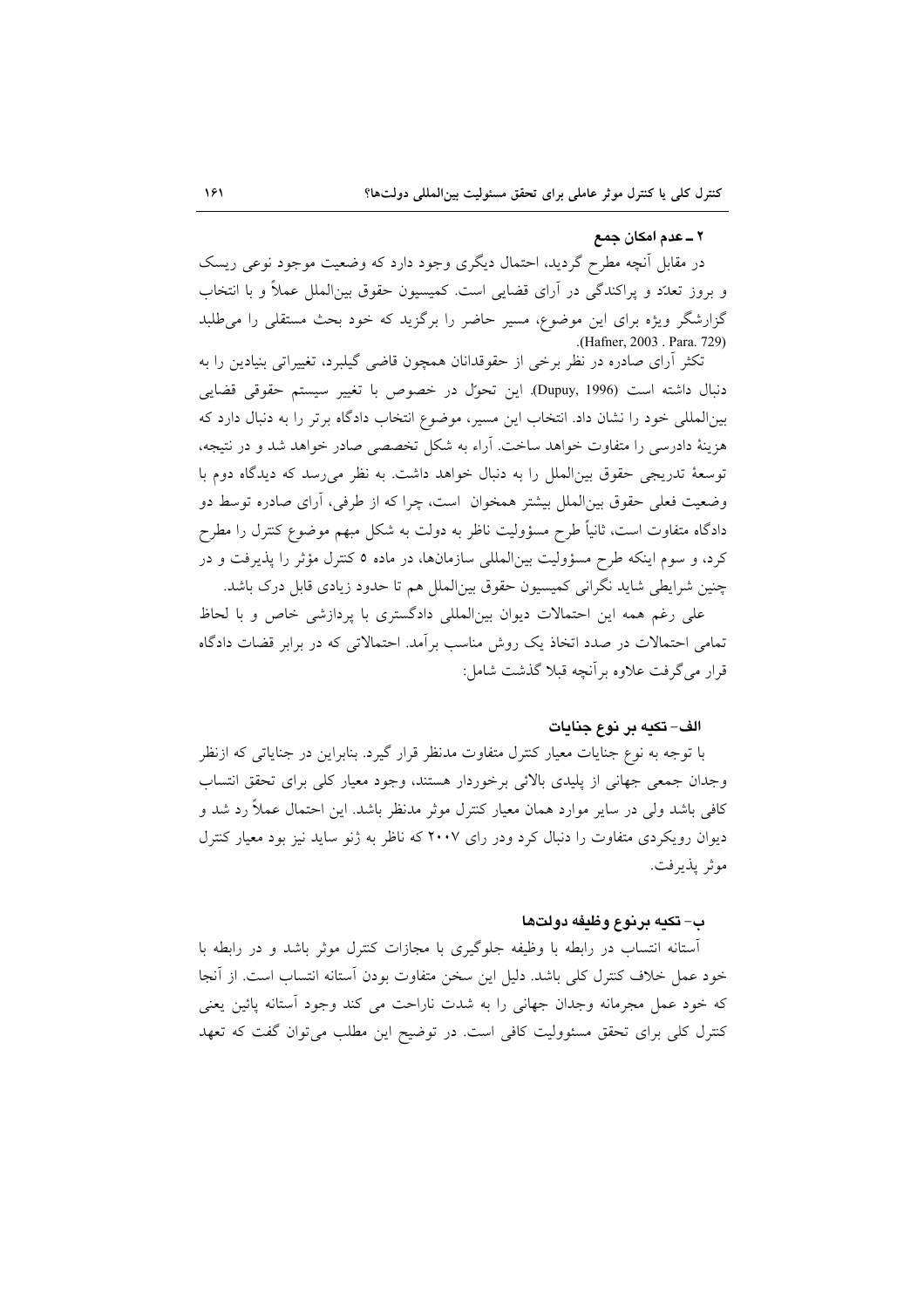## ۲ ـ عدم امکان جمع

در مقابل آنچه مطرح گردید، احتمال دیگری وجود دارد که وضعیت موجود نوعی ریسک و بروز تعدّد و پراکندگی در آرای قضایی است. کمیسیون حقوق بین‌الملل عملاً و با انتخاب گزارشگر ویژه برای این موضوع، مسیر حاضر را برگزید که خود بحث مستقلی را می‌طلبد (Hafner, 2003 . Para. 729).

تکثر آرای صادره در نظر برخی از حقوقدانان همچون قاضی گیلبرد، تغییراتی بنیادین را به دنبال داشته است (Dupuy, 1996). این تحوّل در خصوص با تغییر سیستم حقوقی قضایی بین‌المللی خود را نشان داد. انتخاب این مسیر، موضوع انتخاب دادگاه برتر را به دنبال دارد که هزینهٔ دادرسی را متفاوت خواهد ساخت. آراء به شکل تخصصی صادر خواهد شد و در نتیجه، توسعهٔ تدریجی حقوق بین‌الملل را به دنبال خواهد داشت. به نظر می‌رسد که دیدگاه دوم با وضعیت فعلی حقوق بین‌الملل بیشتر همخوان است، چرا که از طرفی، آرای صادره توسط دو دادگاه متفاوت است، ثانیاً طرح مسؤولیت ناظر به دولت به شکل مبهم موضوع کنترل را مطرح کرد، و سوم اینکه طرح مسؤولیت بین‌المللی سازمان‌ها، در ماده ۵ کنترل مؤثر را پذیرفت و در چنین شرایطی شاید نگرانی کمیسیون حقوق بین‌الملل هم تا حدود زیادی قابل درک باشد.

علی رغم همه این احتمالات دیوان بین‌المللی دادگستری با پردازشی خاص و با لحاظ تمامی احتمالات در صدد اتخاذ یک روش مناسب برآمد. احتمالاتی که در برابر قضات دادگاه قرار می‌گرفت علاوه برآنچه قبلا گذشت شامل:

### الف- تکیه بر نوع جنایات

با توجه به نوع جنایات معیار کنترل متفاوت مدنظر قرار گیرد. بنابراین در جنایاتی که ازنظر وجدان جمعی جهانی از پلیدی بالائی برخوردار هستند، وجود معیار کلی برای تحقق انتساب کافی باشد ولی در سایر موارد همان معیار کنترل موثر مدنظر باشد. این احتمال عملاً رد شد و دیوان رویکردی متفاوت را دنبال کرد ودر رای ۲۰۰۷ که ناظر به ژنو ساید بود نیز معیار کنترل موثر پذیرفت.

### ب- تکیه برنوع وظیفه دولت‌ها

آستانه انتساب در رابطه با وظیفه جلوگیری با مجازات کنترل موثر باشد و در رابطه با خود عمل خلاف کنترل کلی باشد. دلیل این سخن متفاوت بودن آستانه انتساب است. از آنجا که خود عمل مجرمانه وجدان جهانی را به شدت ناراحت می کند وجود آستانه پائین یعنی کنترل کلی برای تحقق مسئولیت کافی است. در توضیح این مطلب می‌توان گفت که تعهد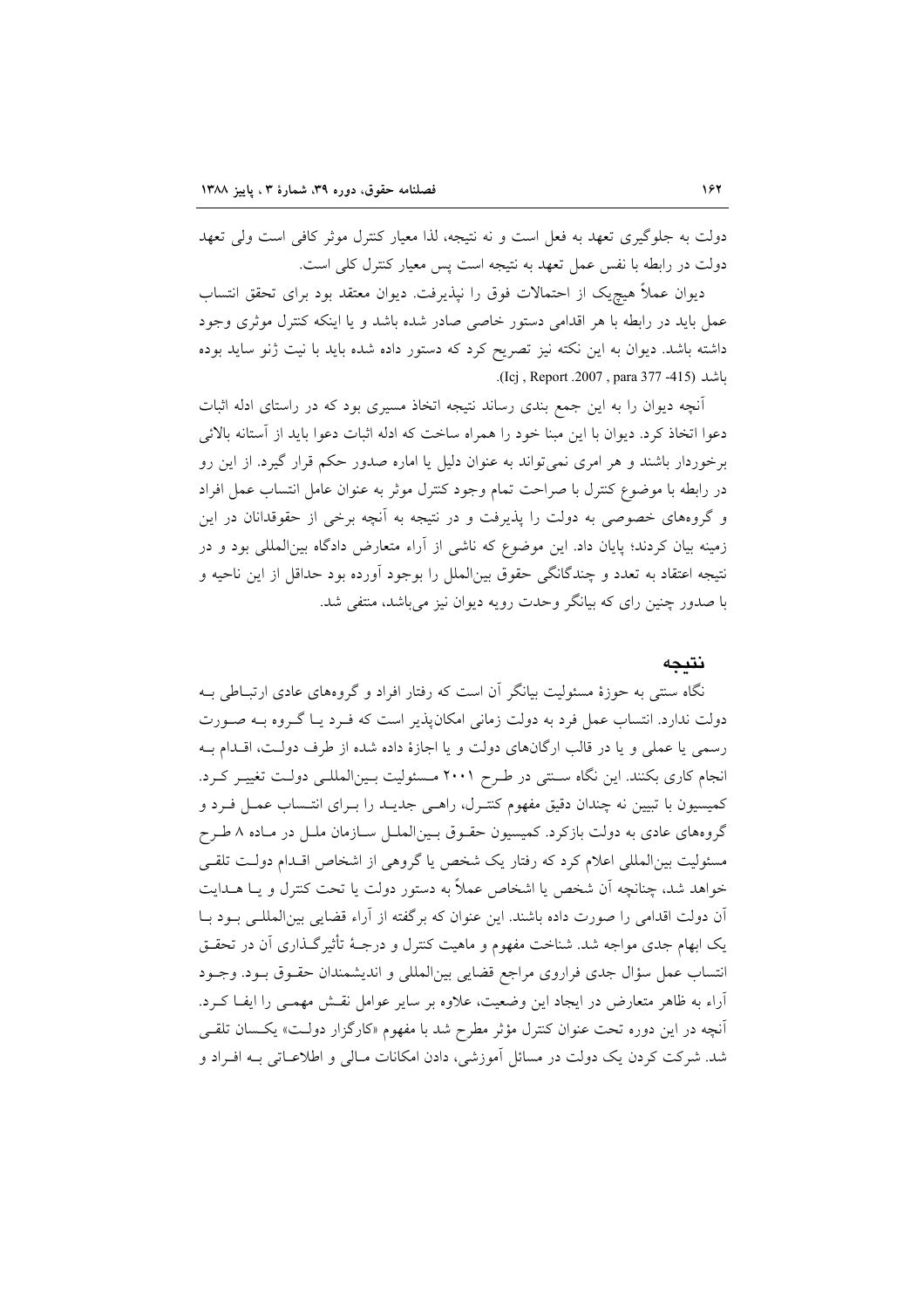دولت به جلوگیری تعهد به فعل است و نه نتیجه، لذا معیار کنترل موثر کافی است ولی تعهد دولت در رابطه با نفس عمل تعهد به نتیجه است پس معیار کنترل کلی است.

دیوان عملاً هیچیک از احتمالات فوق را نپذیرفت. دیوان معتقد بود برای تحقق انتساب عمل باید در رابطه با هر اقدامی دستور خاصی صادر شده باشد و یا اینکه کنترل موثری وجود داشته باشد. دیوان به این نکته نیز تصریح کرد که دستور داده شده باید با نیت ژنو ساید بوده باشد (Icj , Report .2007 , para 377 -415).

آنچه دیوان را به این جمع بندی رساند نتیجه اتخاذ مسیری بود که در راستای ادله اثبات دعوا اتخاذ کرد. دیوان با این مبنا خود را همراه ساخت که ادله اثبات دعوا باید از آستانه بالائی برخوردار باشند و هر امری نمی‌تواند به عنوان دلیل یا اماره صدور حکم قرار گیرد. از این رو در رابطه با موضوع کنترل با صراحت تمام وجود کنترل موثر به عنوان عامل انتساب عمل افراد و گروه‌های خصوصی به دولت را پذیرفت و در نتیجه به آنچه برخی از حقوقدانان در این زمینه بیان کردند؛ پایان داد. این موضوع که ناشی از آراء متعارض دادگاه بین‌المللی بود و در نتیجه اعتقاد به تعدد و چندگانگی حقوق بین‌الملل را بوجود آورده بود حداقل از این ناحیه و با صدور چنین رای که بیانگر وحدت رویه دیوان نیز می‌باشد، منتفی شد.

## نتیجه

نگاه سنتی به حوزهٔ مسئولیت بیانگر آن است که رفتار افراد و گروه‌های عادی ارتباطی به دولت ندارد. انتساب عمل فرد به دولت زمانی امکان‌پذیر است که فرد یا گروه به صورت رسمی یا عملی و یا در قالب ارگان‌های دولت و یا اجازهٔ داده شده از طرف دولت، اقدام به انجام کاری بکنند. این نگاه سنتی در طرح ۲۰۰۱ مسئولیت بین‌المللی دولت تغییر کرد. کمیسیون با تبیین نه چندان دقیق مفهوم کنترل، راهی جدید را برای انتساب عمل فرد و گروه‌های عادی به دولت بازکرد. کمیسیون حقوق بین‌الملل سازمان ملل در ماده ۸ طرح مسئولیت بین‌المللی اعلام کرد که رفتار یک شخص یا گروهی از اشخاص اقدام دولت تلقی خواهد شد، چنانچه آن شخص یا اشخاص عملاً به دستور دولت یا تحت کنترل و یا هدایت آن دولت اقدامی را صورت داده باشند. این عنوان که برگفته از آراء قضایی بین‌المللی بود با یک ابهام جدی مواجه شد. شناخت مفهوم و ماهیت کنترل و درجهٔ تأثیرگذاری آن در تحقق انتساب عمل سؤال جدی فراروی مراجع قضایی بین‌المللی و اندیشمندان حقوق بود. وجود آراء به ظاهر متعارض در ایجاد این وضعیت، علاوه بر سایر عوامل نقش مهمی را ایفا کرد. آنچه در این دوره تحت عنوان کنترل مؤثر مطرح شد با مفهوم «کارگزار دولت» یکسان تلقی شد. شرکت کردن یک دولت در مسائل آموزشی، دادن امکانات مالی و اطلاعاتی به افراد و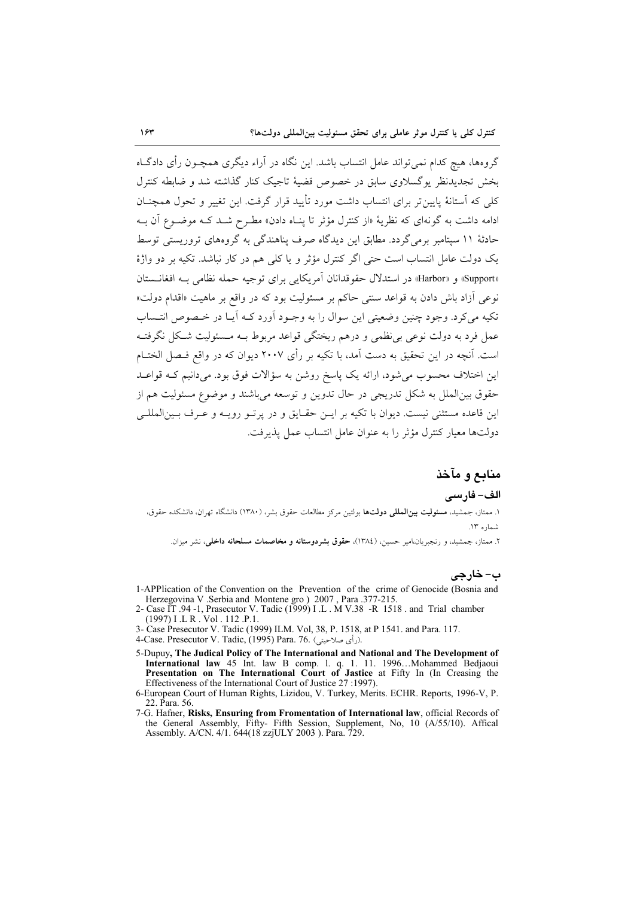گروه‌ها، هیچ کدام نمی‌تواند عامل انتساب باشد. این نگاه در آراء دیگری همچون رأی دادگاه بخش تجدیدنظر یوگسلاوی سابق در خصوص قضیهٔ تاجیک کنار گذاشته شد و ضابطه کنترل کلی که آستانهٔ پایین‌تر برای انتساب داشت مورد تأیید قرار گرفت. این تغییر و تحول همچنان ادامه داشت به گونه‌ای که نظریهٔ «از کنترل مؤثر تا پناه دادن» مطرح شد که موضوع آن به حادثهٔ ۱۱ سپتامبر برمی‌گردد. مطابق این دیدگاه صرف پناهندگی به گروه‌های تروریستی توسط یک دولت عامل انتساب است حتی اگر کنترل مؤثر و یا کلی هم در کار نباشد. تکیه بر دو واژهٔ «Support» و «Harbor» در استدلال حقوقدانان آمریکایی برای توجیه حمله نظامی به افغانستان نوعی آزاد باش دادن به قواعد سنتی حاکم بر مسئولیت بود که در واقع بر ماهیت «اقدام دولت» تکیه می‌کرد. وجود چنین وضعیتی این سوال را به وجود آورد که آیا در خصوص انتساب عمل فرد به دولت نوعی بی‌نظمی و درهم ریختگی قواعد مربوط به مسئولیت شکل نگرفته است. آنچه در این تحقیق به دست آمد، با تکیه بر رأی ۲۰۰۷ دیوان که در واقع فصل الختام این اختلاف محسوب می‌شود، ارائه یک پاسخ روشن به سؤالات فوق بود. می‌دانیم که قواعد حقوق بین‌الملل به شکل تدریجی در حال تدوین و توسعه می‌باشند و موضوع مسئولیت هم از این قاعده مستثنی نیست. دیوان با تکیه بر این حقایق و در پرتو رویه و عرف بین‌المللی دولت‌ها معیار کنترل مؤثر را به عنوان عامل انتساب عمل پذیرفت.

## منابع و مآخذ

### الف- فارسی

۱. ممتاز، جمشید، **مسئولیت بین‌المللی دولت‌ها** بولتین مرکز مطالعات حقوق بشر، (۱۳۸۰) دانشگاه تهران، دانشکده حقوق، شماره ۱۳.

۲. ممتاز، جمشید، و رنجبریان،امیر حسین، (۱۳۸٤)، **حقوق بشردوستانه و مخاصمات مسلحانه داخلی**، نشر میزان.

### ب- خارجی

1-APPlication of the Convention on the Prevention of the crime of Genocide (Bosnia and Herzegovina V .Serbia and Montene gro ) 2007 , Para .377-215.

2- Case IT .94 -1, Prasecutor V. Tadic (1999) I .L . M V.38 -R 1518 . and Trial chamber (1997) I .L R . Vol . 112 .P.1.

3- Case Presecutor V. Tadic (1999) ILM. Vol, 38, P. 1518, at P 1541. and Para. 117.

4-Case. Presecutor V. Tadic, (1995) Para. 76. (رأی صلاحیتی).

5-Dupuy, **The Judical Policy of The International and National and The Development of International law** 45 Int. law B comp. l. q. 1. 11. 1996…Mohammed Bedjaoui **Presentation on The International Court of Jastice** at Fifty In (In Creasing the Effectiveness of the International Court of Justice 27 :1997).

6-European Court of Human Rights, Lizidou, V. Turkey, Merits. ECHR. Reports, 1996-V, P. 22. Para. 56.

7-G. Hafner, **Risks, Ensuring from Fromentation of International law**, official Records of the General Assembly, Fifty- Fifth Session, Supplement, No, 10 (A/55/10). Affical Assembly. A/CN. 4/1. 644(18 zzjULY 2003 ). Para. 729.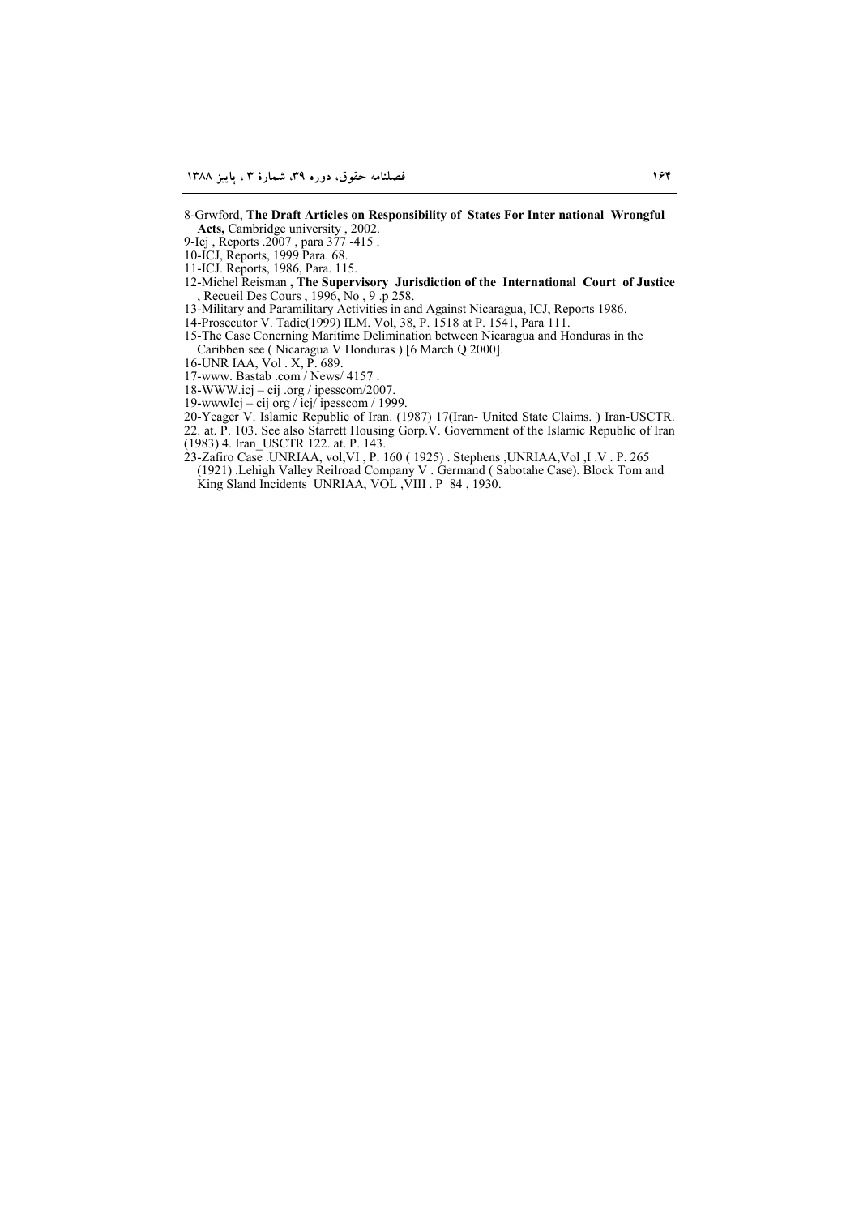8-Grwford, **The Draft Articles on Responsibility of States For Inter national Wrongful Acts,** Cambridge university , 2002.

9-Icj , Reports .2007 , para 377 -415 .

10-ICJ, Reports, 1999 Para. 68.

11-ICJ. Reports, 1986, Para. 115.

12-Michel Reisman **, The Supervisory Jurisdiction of the International Court of Justice** , Recueil Des Cours , 1996, No , 9 .p 258.

13-Military and Paramilitary Activities in and Against Nicaragua, ICJ, Reports 1986.

14-Prosecutor V. Tadic(1999) ILM. Vol, 38, P. 1518 at P. 1541, Para 111.

15-The Case Concrning Maritime Delimination between Nicaragua and Honduras in the Caribben see ( Nicaragua V Honduras ) [6 March Q 2000].

16-UNR IAA, Vol . X, P. 689.

17-www. Bastab .com / News/ 4157 .

18-WWW.icj – cij .org / ipesscom/2007.

19-wwwIcj – cij org / icj/ ipesscom / 1999.

20-Yeager V. Islamic Republic of Iran. (1987) 17(Iran- United State Claims. ) Iran-USCTR.
22. at. P. 103. See also Starrett Housing Gorp.V. Government of the Islamic Republic of Iran (1983) 4. Iran_USCTR 122. at. P. 143.

23-Zafiro Case .UNRIAA, vol,VI , P. 160 ( 1925) . Stephens ,UNRIAA,Vol ,I .V . P. 265 (1921) .Lehigh Valley Reilroad Company V . Germand ( Sabotahe Case). Block Tom and King Sland Incidents UNRIAA, VOL ,VIII . P 84 , 1930.